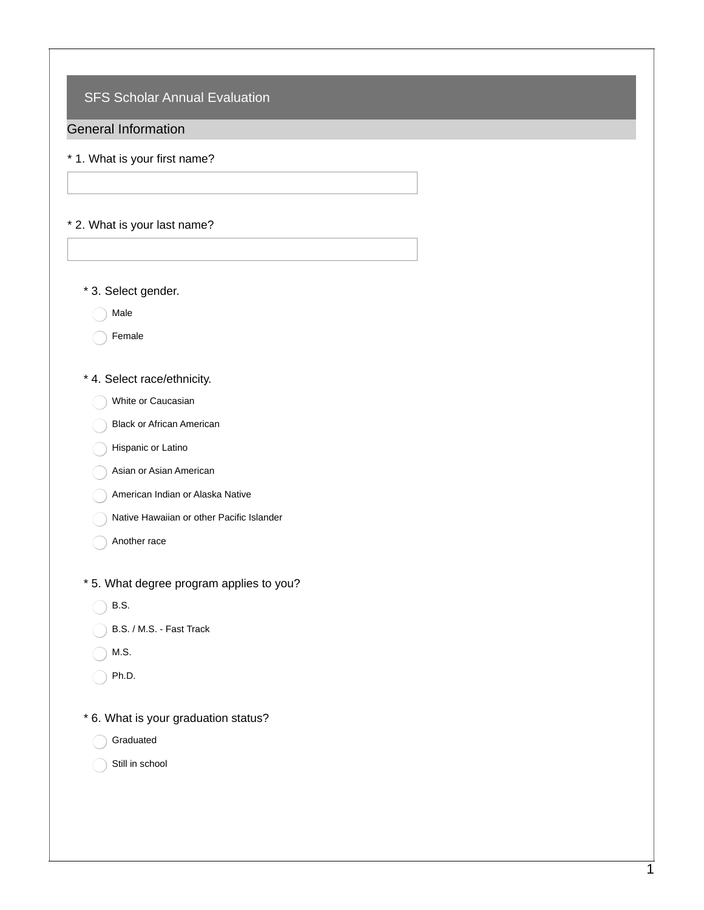# SFS Scholar Annual Evaluation

## General Information

* 1. What is your first name?

* 2. What is your last name?

* 3. Select gender.

- ◯ Male
- ◯ Female

* 4. Select race/ethnicity.

- ◯ White or Caucasian
- ◯ Black or African American
- ◯ Hispanic or Latino
- ◯ Asian or Asian American
- ◯ American Indian or Alaska Native
- ◯ Native Hawaiian or other Pacific Islander
- ◯ Another race

* 5. What degree program applies to you?

- ◯ B.S.
- ◯ B.S. / M.S. - Fast Track
- ◯ M.S.
- ◯ Ph.D.

* 6. What is your graduation status?

- ◯ Graduated
- ◯ Still in school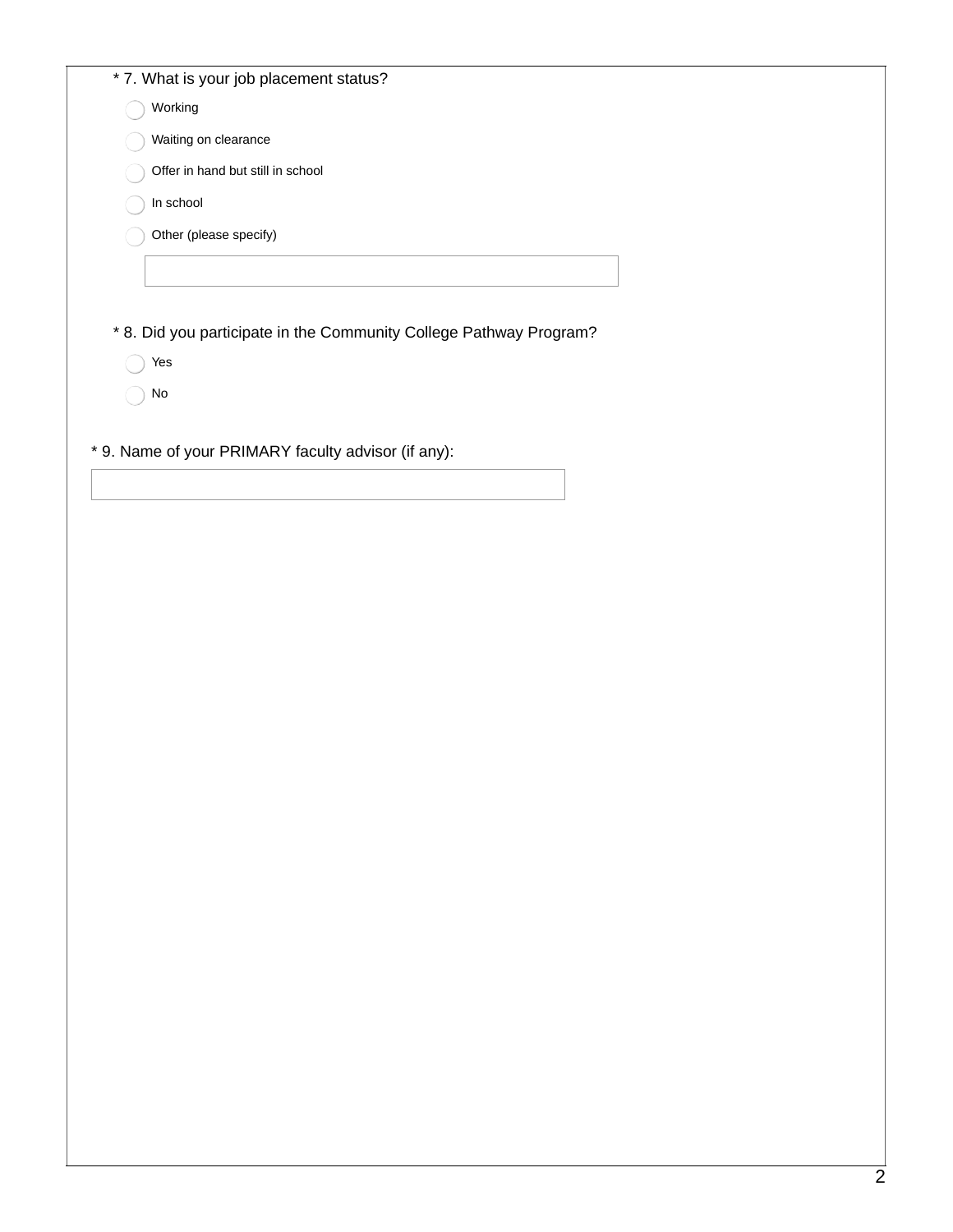* 7. What is your job placement status?

- ◯ Working
- ◯ Waiting on clearance
- ◯ Offer in hand but still in school
- ◯ In school
- ◯ Other (please specify)

[ ]

* 8. Did you participate in the Community College Pathway Program?

- ◯ Yes
- ◯ No

* 9. Name of your PRIMARY faculty advisor (if any):

[ ]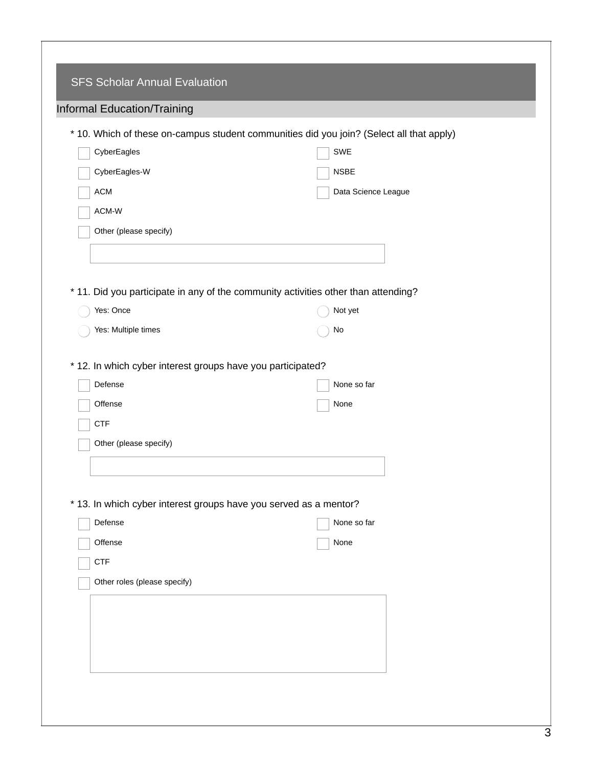## SFS Scholar Annual Evaluation

### Informal Education/Training

\* 10. Which of these on-campus student communities did you join? (Select all that apply)

- [ ] CyberEagles
- [ ] CyberEagles-W
- [ ] ACM
- [ ] ACM-W
- [ ] SWE
- [ ] NSBE
- [ ] Data Science League
- [ ] Other (please specify)

\_\_\_\_\_\_\_\_\_\_\_\_\_\_\_\_\_\_\_\_

\* 11. Did you participate in any of the community activities other than attending?

- ( ) Yes: Once
- ( ) Yes: Multiple times
- ( ) Not yet
- ( ) No

\* 12. In which cyber interest groups have you participated?

- [ ] Defense
- [ ] Offense
- [ ] CTF
- [ ] None so far
- [ ] None
- [ ] Other (please specify)

\_\_\_\_\_\_\_\_\_\_\_\_\_\_\_\_\_\_\_\_

\* 13. In which cyber interest groups have you served as a mentor?

- [ ] Defense
- [ ] Offense
- [ ] CTF
- [ ] None so far
- [ ] None
- [ ] Other roles (please specify)

\_\_\_\_\_\_\_\_\_\_\_\_\_\_\_\_\_\_\_\_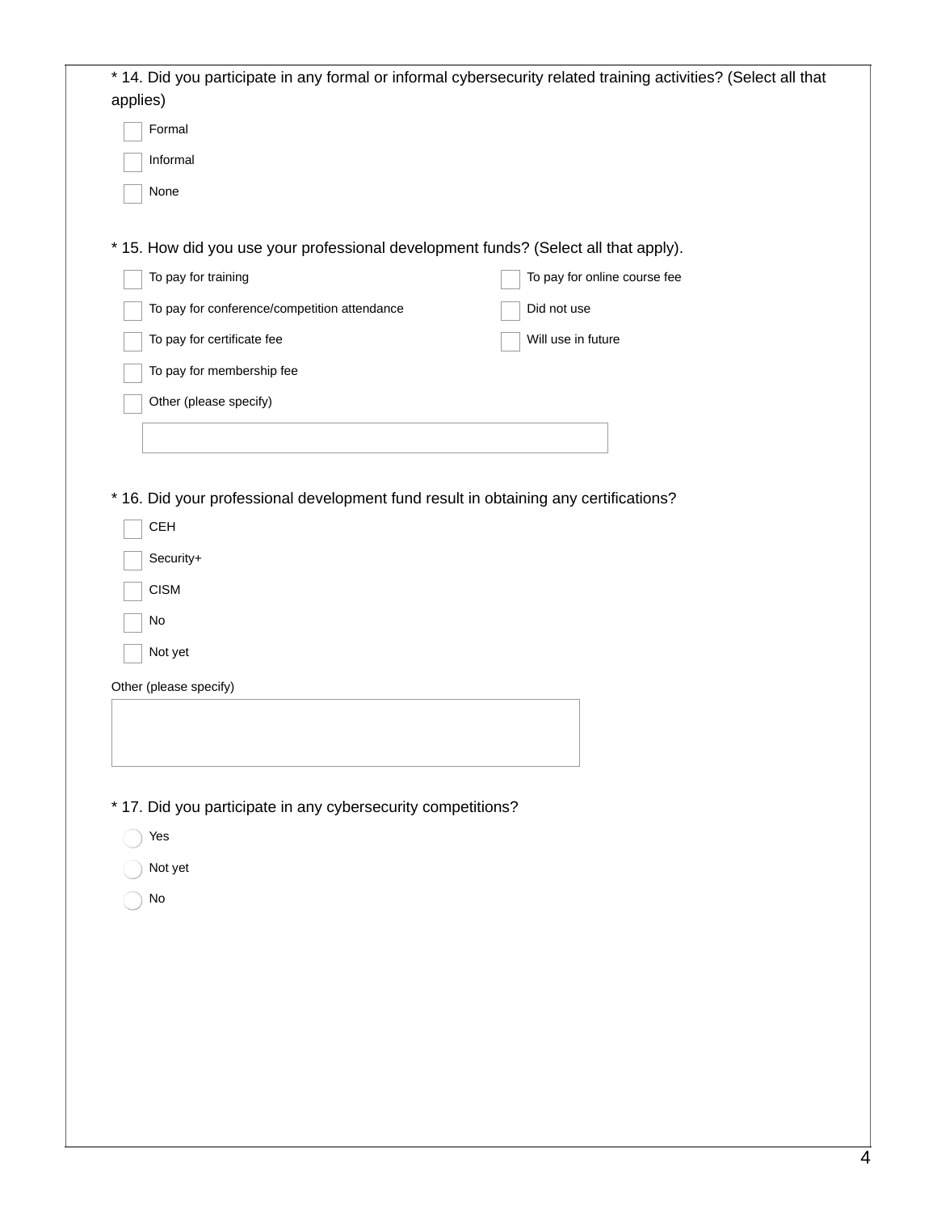* 14. Did you participate in any formal or informal cybersecurity related training activities? (Select all that applies)

- [ ] Formal
- [ ] Informal
- [ ] None

* 15. How did you use your professional development funds? (Select all that apply).

- [ ] To pay for training
- [ ] To pay for conference/competition attendance
- [ ] To pay for certificate fee
- [ ] To pay for membership fee
- [ ] To pay for online course fee
- [ ] Did not use
- [ ] Will use in future
- [ ] Other (please specify)

________________________

* 16. Did your professional development fund result in obtaining any certifications?

- [ ] CEH
- [ ] Security+
- [ ] CISM
- [ ] No
- [ ] Not yet

Other (please specify)

________________________

* 17. Did you participate in any cybersecurity competitions?

- ( ) Yes
- ( ) Not yet
- ( ) No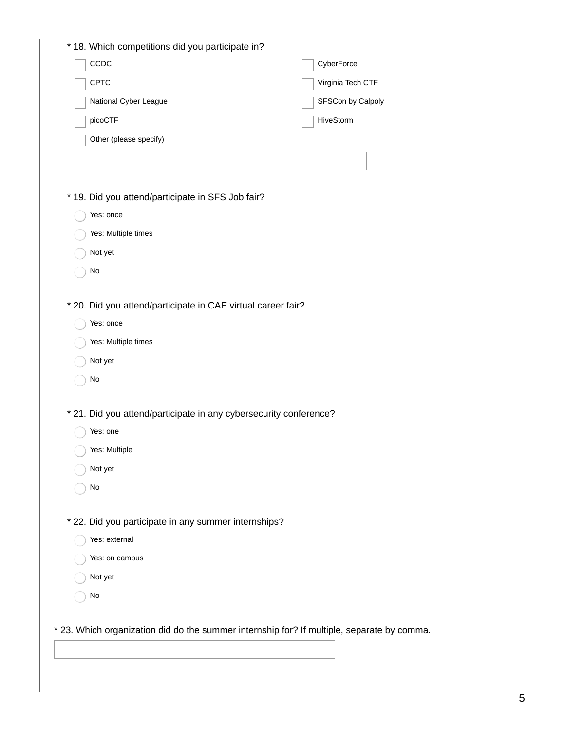\* 18. Which competitions did you participate in?

- [ ] CCDC
- [ ] CPTC
- [ ] National Cyber League
- [ ] picoCTF
- [ ] CyberForce
- [ ] Virginia Tech CTF
- [ ] SFSCon by Calpoly
- [ ] HiveStorm
- [ ] Other (please specify)

\_\_\_\_\_\_\_\_\_\_\_\_\_\_\_\_\_\_\_\_

\* 19. Did you attend/participate in SFS Job fair?

- ( ) Yes: once
- ( ) Yes: Multiple times
- ( ) Not yet
- ( ) No

\* 20. Did you attend/participate in CAE virtual career fair?

- ( ) Yes: once
- ( ) Yes: Multiple times
- ( ) Not yet
- ( ) No

\* 21. Did you attend/participate in any cybersecurity conference?

- ( ) Yes: one
- ( ) Yes: Multiple
- ( ) Not yet
- ( ) No

\* 22. Did you participate in any summer internships?

- ( ) Yes: external
- ( ) Yes: on campus
- ( ) Not yet
- ( ) No

\* 23. Which organization did do the summer internship for? If multiple, separate by comma.

\_\_\_\_\_\_\_\_\_\_\_\_\_\_\_\_\_\_\_\_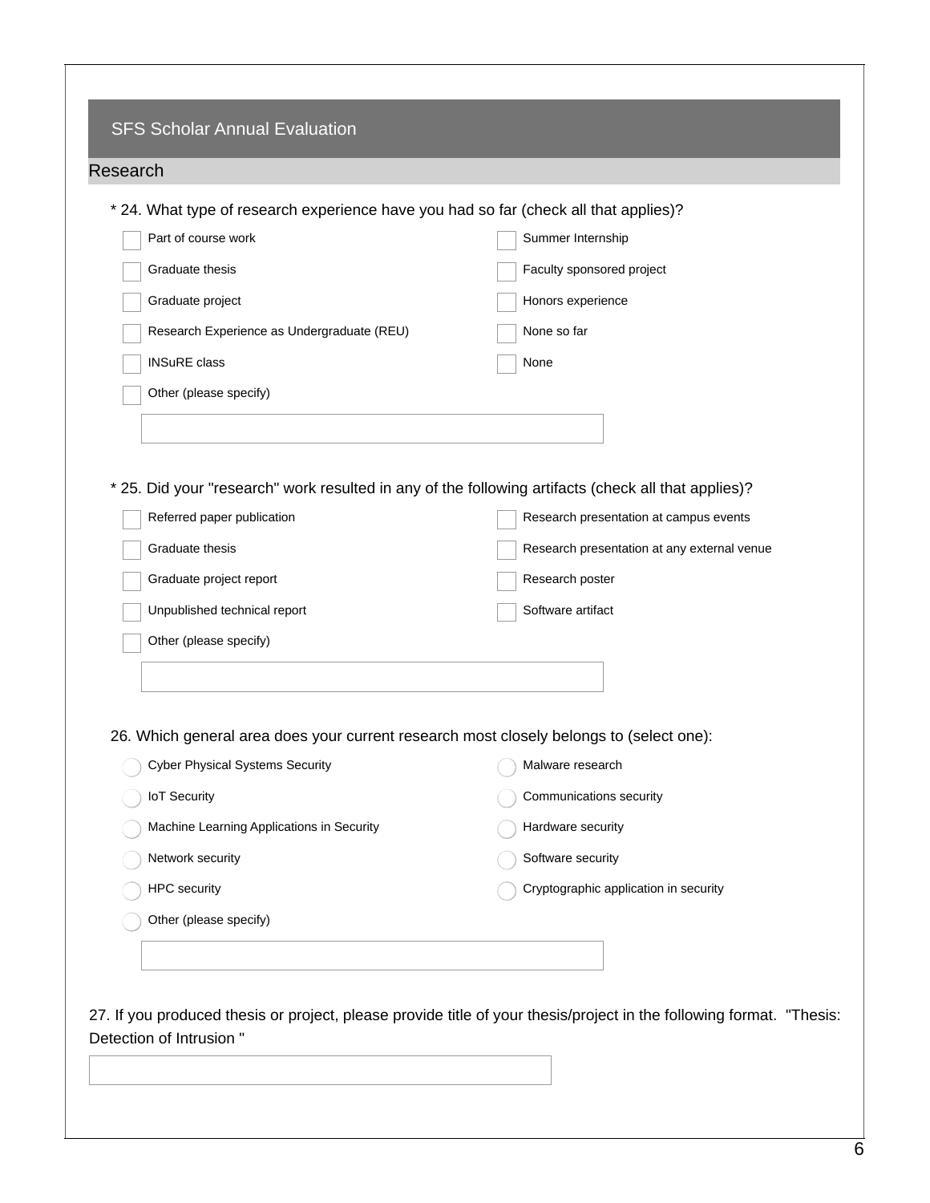## SFS Scholar Annual Evaluation

### Research

\* 24. What type of research experience have you had so far (check all that applies)?

- [ ] Part of course work
- [ ] Summer Internship
- [ ] Graduate thesis
- [ ] Faculty sponsored project
- [ ] Graduate project
- [ ] Honors experience
- [ ] Research Experience as Undergraduate (REU)
- [ ] None so far
- [ ] INSuRE class
- [ ] None
- [ ] Other (please specify)

\_\_\_\_\_\_\_\_\_\_\_\_\_\_\_\_\_\_\_\_

\* 25. Did your "research" work resulted in any of the following artifacts (check all that applies)?

- [ ] Referred paper publication
- [ ] Research presentation at campus events
- [ ] Graduate thesis
- [ ] Research presentation at any external venue
- [ ] Graduate project report
- [ ] Research poster
- [ ] Unpublished technical report
- [ ] Software artifact
- [ ] Other (please specify)

\_\_\_\_\_\_\_\_\_\_\_\_\_\_\_\_\_\_\_\_

26. Which general area does your current research most closely belongs to (select one):

- ( ) Cyber Physical Systems Security
- ( ) Malware research
- ( ) IoT Security
- ( ) Communications security
- ( ) Machine Learning Applications in Security
- ( ) Hardware security
- ( ) Network security
- ( ) Software security
- ( ) HPC security
- ( ) Cryptographic application in security
- ( ) Other (please specify)

\_\_\_\_\_\_\_\_\_\_\_\_\_\_\_\_\_\_\_\_

27. If you produced thesis or project, please provide title of your thesis/project in the following format. "Thesis: Detection of Intrusion "

\_\_\_\_\_\_\_\_\_\_\_\_\_\_\_\_\_\_\_\_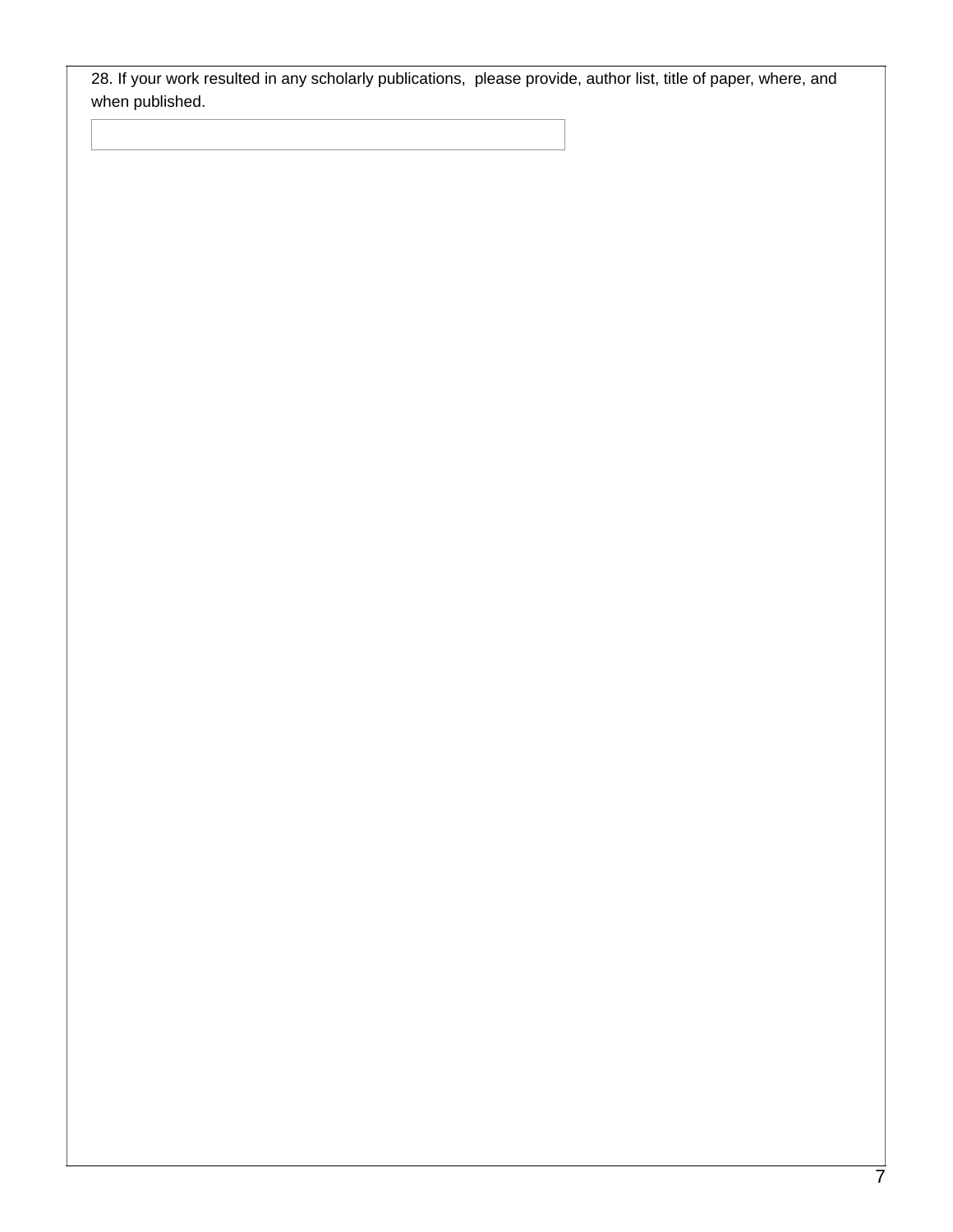28. If your work resulted in any scholarly publications, please provide, author list, title of paper, where, and when published.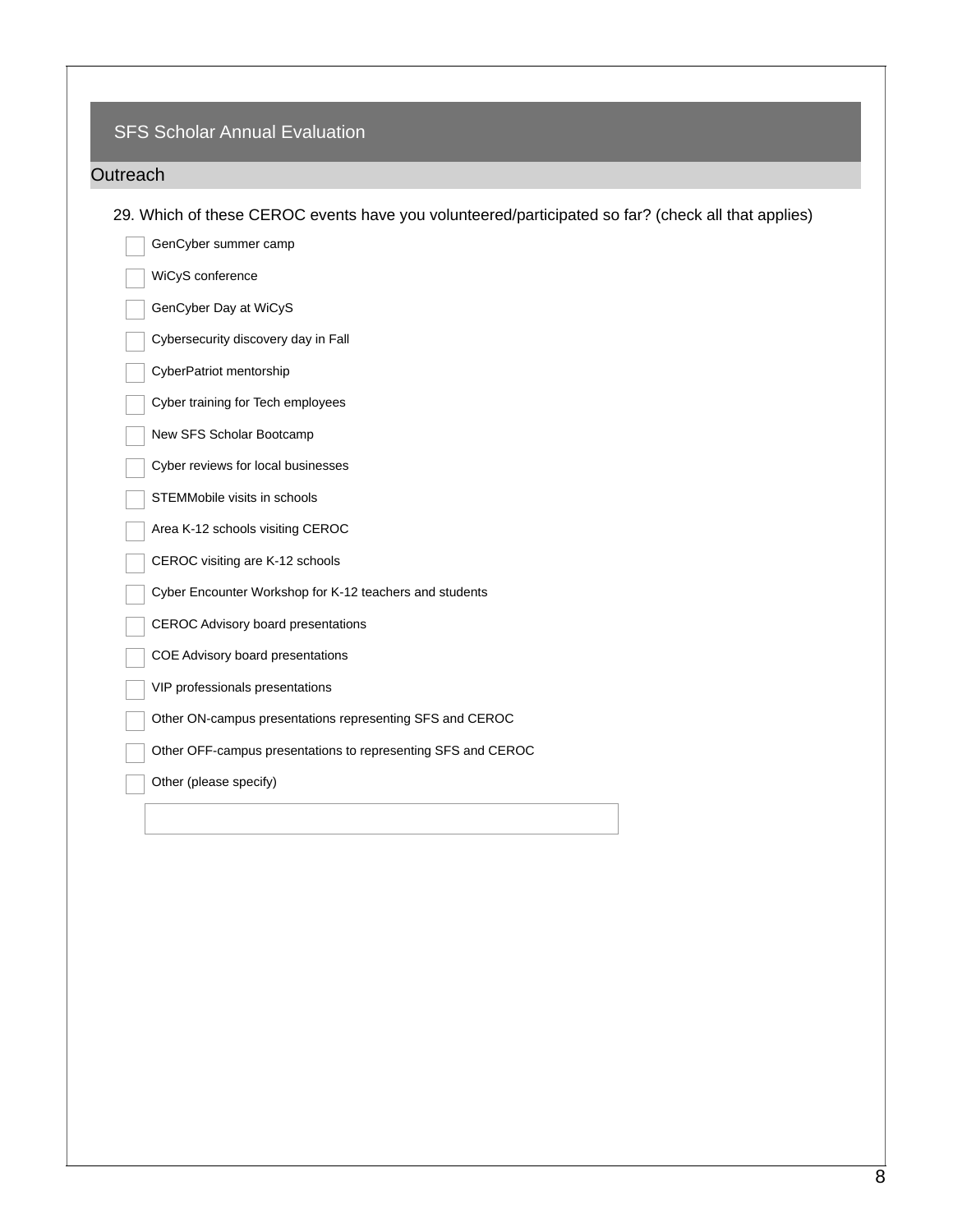## SFS Scholar Annual Evaluation

### Outreach

29. Which of these CEROC events have you volunteered/participated so far? (check all that applies)

- [ ] GenCyber summer camp
- [ ] WiCyS conference
- [ ] GenCyber Day at WiCyS
- [ ] Cybersecurity discovery day in Fall
- [ ] CyberPatriot mentorship
- [ ] Cyber training for Tech employees
- [ ] New SFS Scholar Bootcamp
- [ ] Cyber reviews for local businesses
- [ ] STEMMobile visits in schools
- [ ] Area K-12 schools visiting CEROC
- [ ] CEROC visiting are K-12 schools
- [ ] Cyber Encounter Workshop for K-12 teachers and students
- [ ] CEROC Advisory board presentations
- [ ] COE Advisory board presentations
- [ ] VIP professionals presentations
- [ ] Other ON-campus presentations representing SFS and CEROC
- [ ] Other OFF-campus presentations to representing SFS and CEROC
- [ ] Other (please specify)

\_\_\_\_\_\_\_\_\_\_\_\_\_\_\_\_\_\_\_\_\_\_\_\_\_\_\_\_\_\_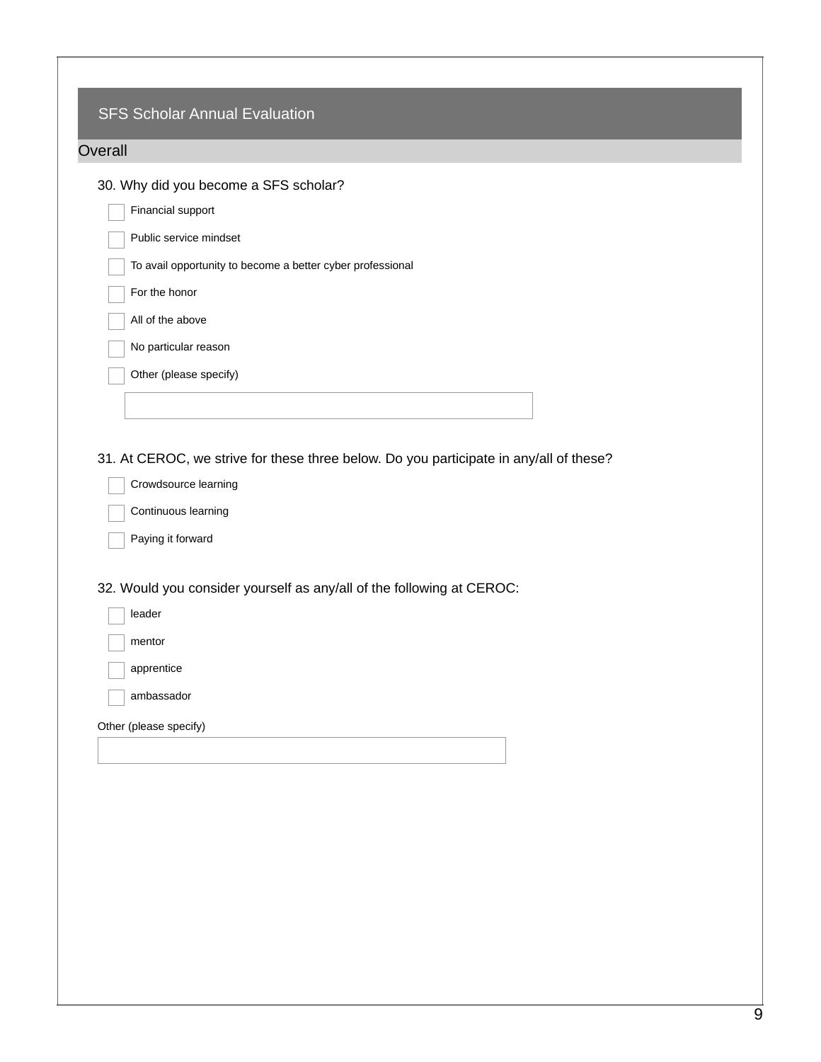## SFS Scholar Annual Evaluation

### Overall

30. Why did you become a SFS scholar?

- [ ] Financial support
- [ ] Public service mindset
- [ ] To avail opportunity to become a better cyber professional
- [ ] For the honor
- [ ] All of the above
- [ ] No particular reason
- [ ] Other (please specify)

31. At CEROC, we strive for these three below. Do you participate in any/all of these?

- [ ] Crowdsource learning
- [ ] Continuous learning
- [ ] Paying it forward

32. Would you consider yourself as any/all of the following at CEROC:

- [ ] leader
- [ ] mentor
- [ ] apprentice
- [ ] ambassador

Other (please specify)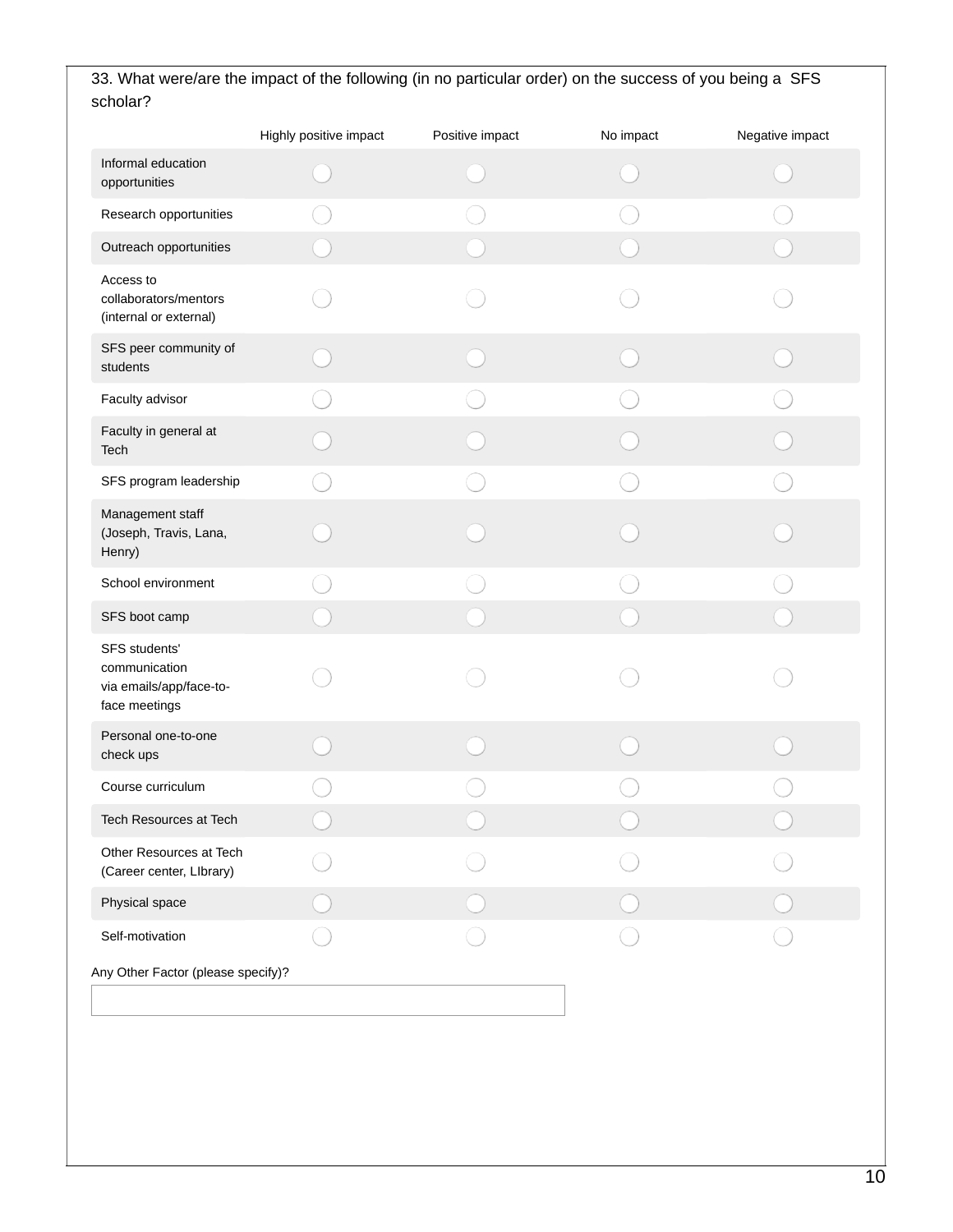33. What were/are the impact of the following (in no particular order) on the success of you being a SFS scholar?

| | Highly positive impact | Positive impact | No impact | Negative impact |
|---|---|---|---|---|
| Informal education opportunities | ○ | ○ | ○ | ○ |
| Research opportunities | ○ | ○ | ○ | ○ |
| Outreach opportunities | ○ | ○ | ○ | ○ |
| Access to collaborators/mentors (internal or external) | ○ | ○ | ○ | ○ |
| SFS peer community of students | ○ | ○ | ○ | ○ |
| Faculty advisor | ○ | ○ | ○ | ○ |
| Faculty in general at Tech | ○ | ○ | ○ | ○ |
| SFS program leadership | ○ | ○ | ○ | ○ |
| Management staff (Joseph, Travis, Lana, Henry) | ○ | ○ | ○ | ○ |
| School environment | ○ | ○ | ○ | ○ |
| SFS boot camp | ○ | ○ | ○ | ○ |
| SFS students' communication via emails/app/face-to-face meetings | ○ | ○ | ○ | ○ |
| Personal one-to-one check ups | ○ | ○ | ○ | ○ |
| Course curriculum | ○ | ○ | ○ | ○ |
| Tech Resources at Tech | ○ | ○ | ○ | ○ |
| Other Resources at Tech (Career center, LIbrary) | ○ | ○ | ○ | ○ |
| Physical space | ○ | ○ | ○ | ○ |
| Self-motivation | ○ | ○ | ○ | ○ |

Any Other Factor (please specify)?

[ ]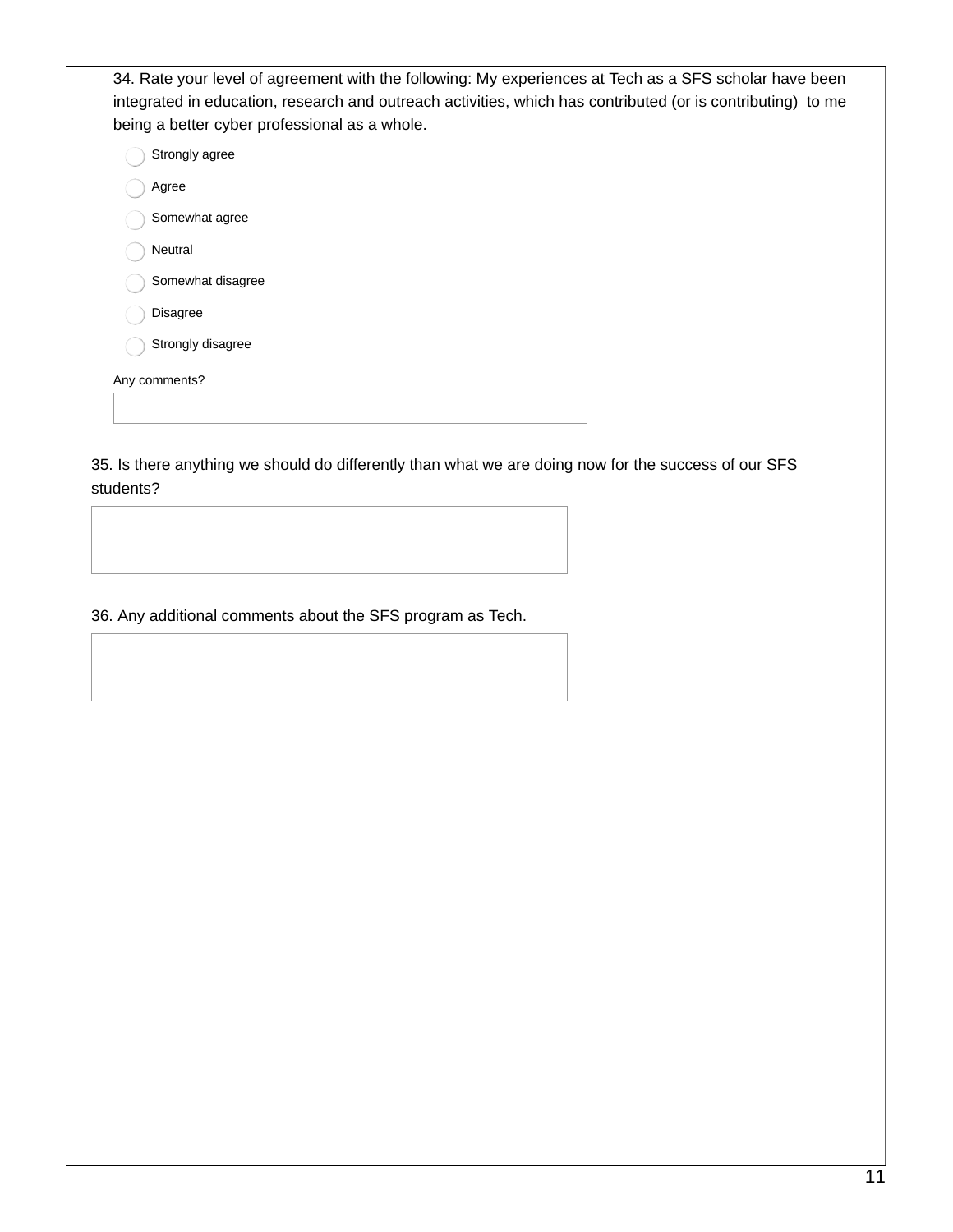34. Rate your level of agreement with the following: My experiences at Tech as a SFS scholar have been integrated in education, research and outreach activities, which has contributed (or is contributing) to me being a better cyber professional as a whole.

- Strongly agree
- Agree
- Somewhat agree
- Neutral
- Somewhat disagree
- Disagree
- Strongly disagree

Any comments?

35. Is there anything we should do differently than what we are doing now for the success of our SFS students?

36. Any additional comments about the SFS program as Tech.